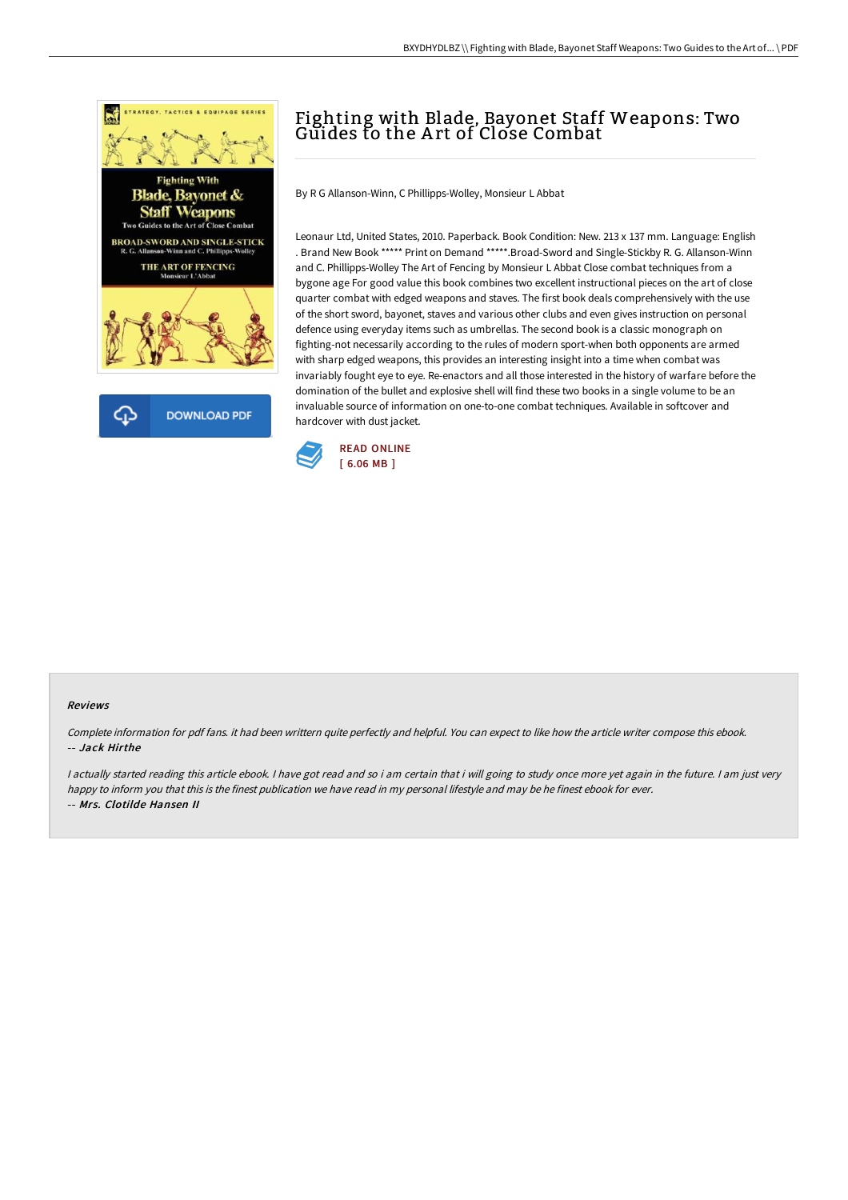# Fighting with Blade, Bayonet Staff Weapons: Two Guides to the Art of Close Combat

By R G Allanson-Winn, C Phillipps-Wolley, Monsieur L Abbat

Leonaur Ltd, United States, 2010. Paperback. Book Condition: New. 213 x 137 mm. Language: English . Brand New Book ***** Print on Demand *****.Broad-Sword and Single-Stickby R. G. Allanson-Winn and C. Phillipps-Wolley The Art of Fencing by Monsieur L Abbat Close combat techniques from a bygone age For good value this book combines two excellent instructional pieces on the art of close quarter combat with edged weapons and staves. The first book deals comprehensively with the use of the short sword, bayonet, staves and various other clubs and even gives instruction on personal defence using everyday items such as umbrellas. The second book is a classic monograph on fighting-not necessarily according to the rules of modern sport-when both opponents are armed with sharp edged weapons, this provides an interesting insight into a time when combat was invariably fought eye to eye. Re-enactors and all those interested in the history of warfare before the domination of the bullet and explosive shell will find these two books in a single volume to be an invaluable source of information on one-to-one combat techniques. Available in softcover and hardcover with dust jacket.

DOWNLOAD PDF

READ ONLINE
[ 6.06 MB ]

#### Reviews

*Complete information for pdf fans. it had been writtern quite perfectly and helpful. You can expect to like how the article writer compose this ebook.*
-- ***Jack Hirthe***

*I actually started reading this article ebook. I have got read and so i am certain that i will going to study once more yet again in the future. I am just very happy to inform you that this is the finest publication we have read in my personal lifestyle and may be he finest ebook for ever.*
-- ***Mrs. Clotilde Hansen II***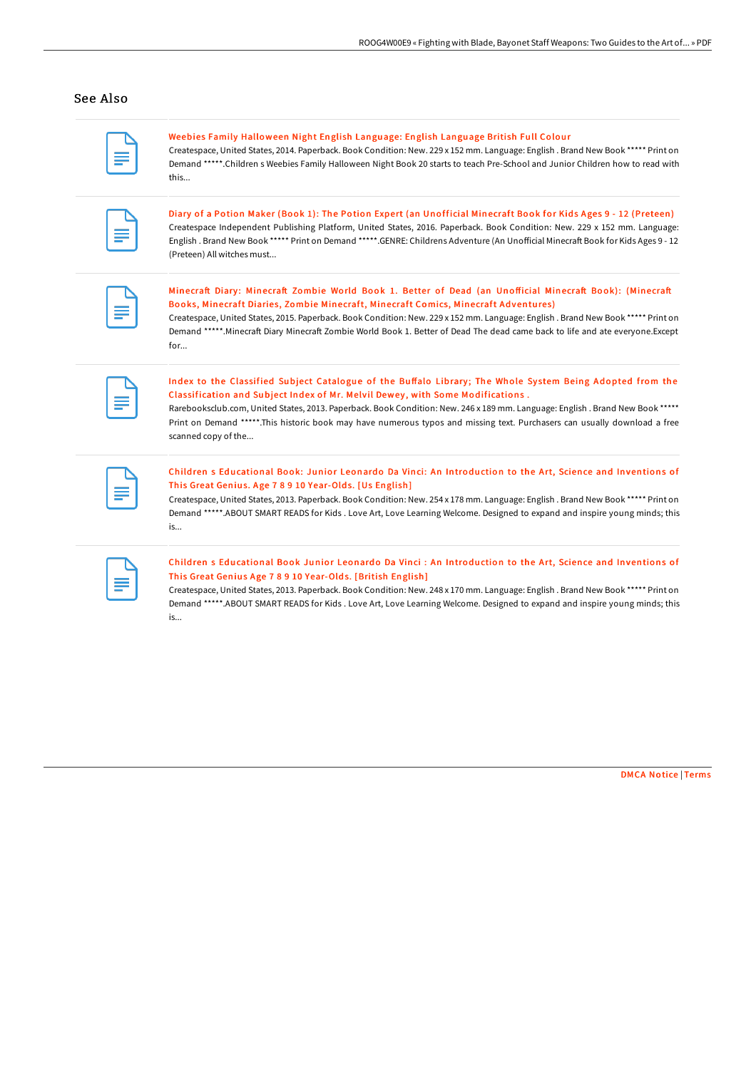## See Also

**Weebies Family Halloween Night English Language: English Language British Full Colour**

Createspace, United States, 2014. Paperback. Book Condition: New. 229 x 152 mm. Language: English . Brand New Book ***** Print on Demand *****.Children s Weebies Family Halloween Night Book 20 starts to teach Pre-School and Junior Children how to read with this...

**Diary of a Potion Maker (Book 1): The Potion Expert (an Unofficial Minecraft Book for Kids Ages 9 - 12 (Preteen)**

Createspace Independent Publishing Platform, United States, 2016. Paperback. Book Condition: New. 229 x 152 mm. Language: English . Brand New Book ***** Print on Demand *****.GENRE: Childrens Adventure (An Unofficial Minecraft Book for Kids Ages 9 - 12 (Preteen) All witches must...

**Minecraft Diary: Minecraft Zombie World Book 1. Better of Dead (an Unofficial Minecraft Book): (Minecraft Books, Minecraft Diaries, Zombie Minecraft, Minecraft Comics, Minecraft Adventures)**

Createspace, United States, 2015. Paperback. Book Condition: New. 229 x 152 mm. Language: English . Brand New Book ***** Print on Demand *****.Minecraft Diary Minecraft Zombie World Book 1. Better of Dead The dead came back to life and ate everyone.Except for...

**Index to the Classified Subject Catalogue of the Buffalo Library; The Whole System Being Adopted from the Classification and Subject Index of Mr. Melvil Dewey, with Some Modifications .**

Rarebooksclub.com, United States, 2013. Paperback. Book Condition: New. 246 x 189 mm. Language: English . Brand New Book ***** Print on Demand *****.This historic book may have numerous typos and missing text. Purchasers can usually download a free scanned copy of the...

**Children s Educational Book: Junior Leonardo Da Vinci: An Introduction to the Art, Science and Inventions of This Great Genius. Age 7 8 9 10 Year-Olds. [Us English]**

Createspace, United States, 2013. Paperback. Book Condition: New. 254 x 178 mm. Language: English . Brand New Book ***** Print on Demand *****.ABOUT SMART READS for Kids . Love Art, Love Learning Welcome. Designed to expand and inspire young minds; this is...

**Children s Educational Book Junior Leonardo Da Vinci : An Introduction to the Art, Science and Inventions of This Great Genius Age 7 8 9 10 Year-Olds. [British English]**

Createspace, United States, 2013. Paperback. Book Condition: New. 248 x 170 mm. Language: English . Brand New Book ***** Print on Demand *****.ABOUT SMART READS for Kids . Love Art, Love Learning Welcome. Designed to expand and inspire young minds; this is...

DMCA Notice | Terms